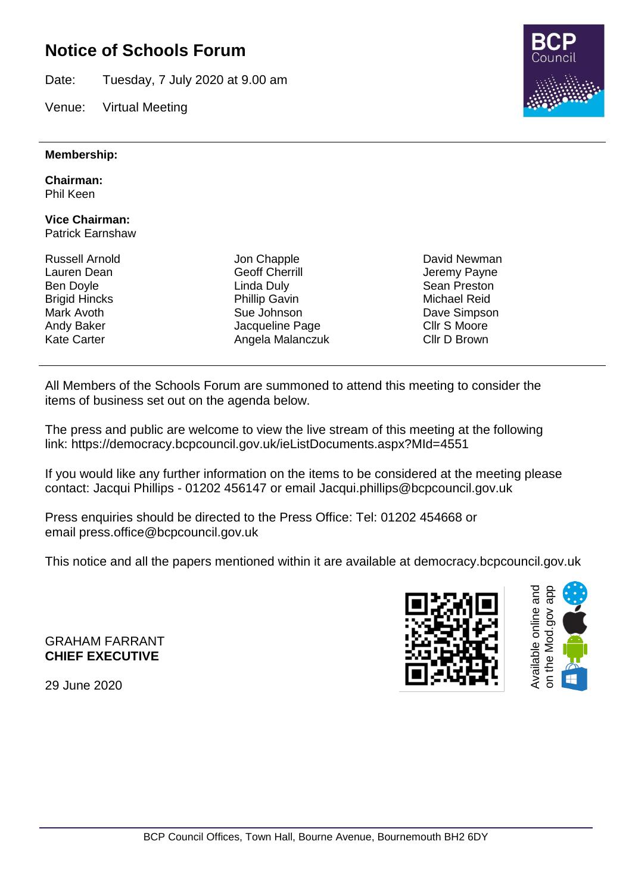# Notice of Schools Forum

Date: Tuesday, 7 July 2020 at 9.00 am

Venue: Virtual Meeting

**Membership:**

**Chairman:**
Phil Keen

**Vice Chairman:**
Patrick Earnshaw

Russell Arnold
Lauren Dean
Ben Doyle
Brigid Hincks
Mark Avoth
Andy Baker
Kate Carter
Jon Chapple
Geoff Cherrill
Linda Duly
Phillip Gavin
Sue Johnson
Jacqueline Page
Angela Malanczuk
David Newman
Jeremy Payne
Sean Preston
Michael Reid
Dave Simpson
Cllr S Moore
Cllr D Brown

All Members of the Schools Forum are summoned to attend this meeting to consider the items of business set out on the agenda below.

The press and public are welcome to view the live stream of this meeting at the following link: https://democracy.bcpcouncil.gov.uk/ieListDocuments.aspx?MId=4551

If you would like any further information on the items to be considered at the meeting please contact: Jacqui Phillips - 01202 456147 or email Jacqui.phillips@bcpcouncil.gov.uk

Press enquiries should be directed to the Press Office: Tel: 01202 454668 or email press.office@bcpcouncil.gov.uk

This notice and all the papers mentioned within it are available at democracy.bcpcouncil.gov.uk

Available online and on the Mod.gov app

GRAHAM FARRANT
**CHIEF EXECUTIVE**

29 June 2020

BCP Council Offices, Town Hall, Bourne Avenue, Bournemouth BH2 6DY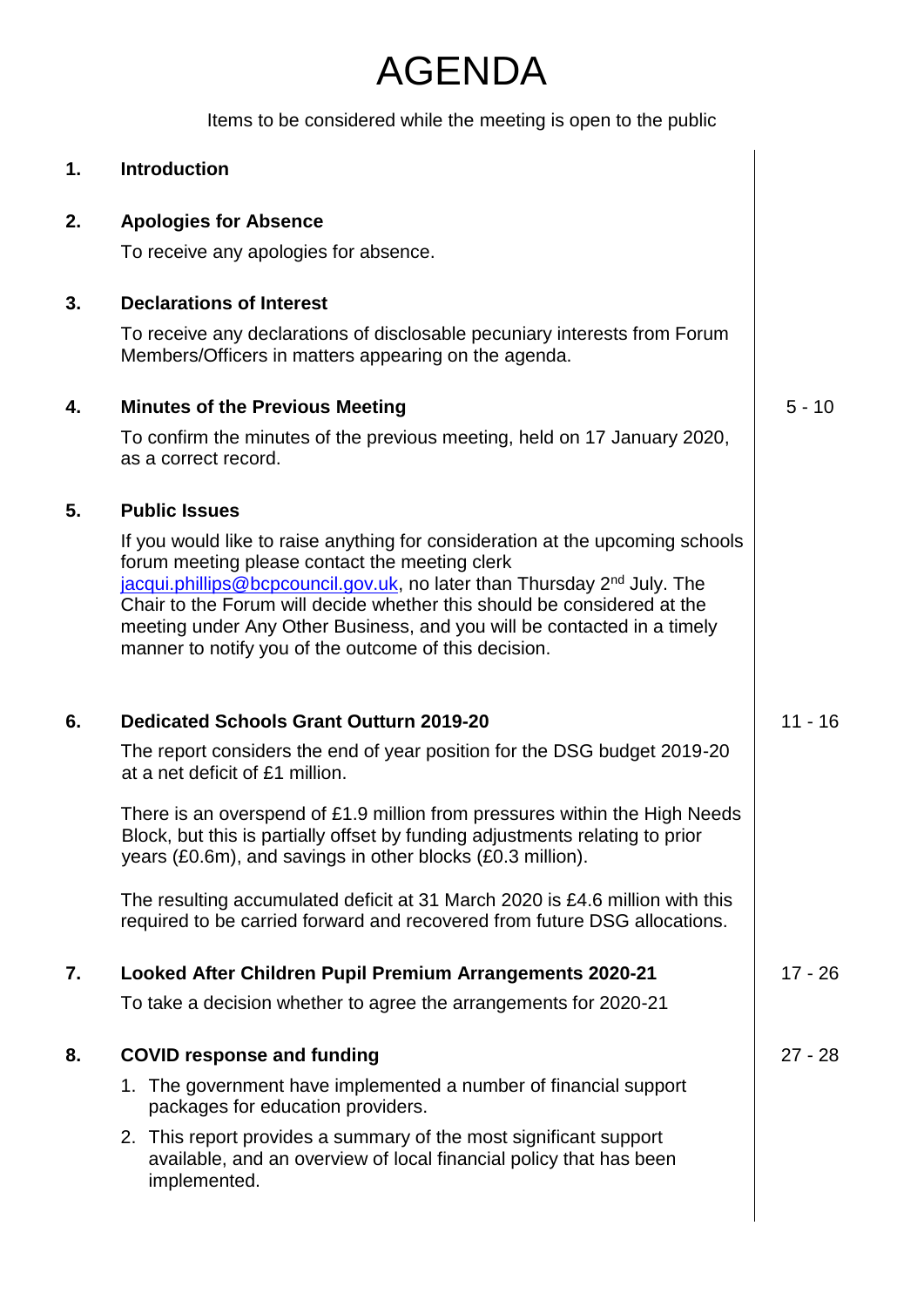# AGENDA

Items to be considered while the meeting is open to the public

**1. Introduction**

**2. Apologies for Absence**

To receive any apologies for absence.

**3. Declarations of Interest**

To receive any declarations of disclosable pecuniary interests from Forum Members/Officers in matters appearing on the agenda.

**4. Minutes of the Previous Meeting** — 5 - 10

To confirm the minutes of the previous meeting, held on 17 January 2020, as a correct record.

**5. Public Issues**

If you would like to raise anything for consideration at the upcoming schools forum meeting please contact the meeting clerk jacqui.phillips@bcpcouncil.gov.uk, no later than Thursday 2nd July. The Chair to the Forum will decide whether this should be considered at the meeting under Any Other Business, and you will be contacted in a timely manner to notify you of the outcome of this decision.

**6. Dedicated Schools Grant Outturn 2019-20** — 11 - 16

The report considers the end of year position for the DSG budget 2019-20 at a net deficit of £1 million.

There is an overspend of £1.9 million from pressures within the High Needs Block, but this is partially offset by funding adjustments relating to prior years (£0.6m), and savings in other blocks (£0.3 million).

The resulting accumulated deficit at 31 March 2020 is £4.6 million with this required to be carried forward and recovered from future DSG allocations.

**7. Looked After Children Pupil Premium Arrangements 2020-21** — 17 - 26

To take a decision whether to agree the arrangements for 2020-21

**8. COVID response and funding** — 27 - 28

1. The government have implemented a number of financial support packages for education providers.
2. This report provides a summary of the most significant support available, and an overview of local financial policy that has been implemented.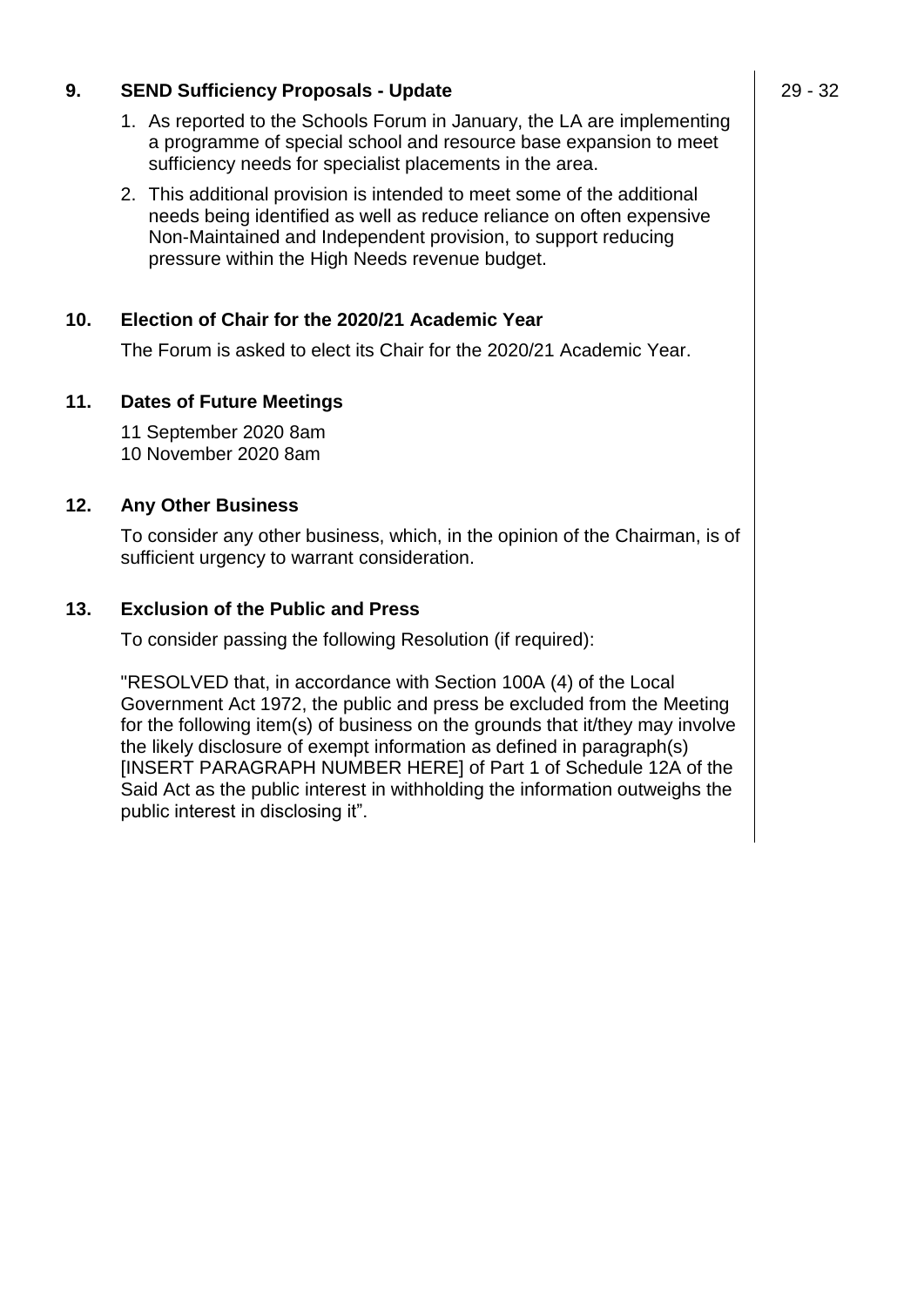### 9. SEND Sufficiency Proposals - Update

29 - 32

1. As reported to the Schools Forum in January, the LA are implementing a programme of special school and resource base expansion to meet sufficiency needs for specialist placements in the area.
2. This additional provision is intended to meet some of the additional needs being identified as well as reduce reliance on often expensive Non-Maintained and Independent provision, to support reducing pressure within the High Needs revenue budget.

### 10. Election of Chair for the 2020/21 Academic Year

The Forum is asked to elect its Chair for the 2020/21 Academic Year.

### 11. Dates of Future Meetings

11 September 2020 8am
10 November 2020 8am

### 12. Any Other Business

To consider any other business, which, in the opinion of the Chairman, is of sufficient urgency to warrant consideration.

### 13. Exclusion of the Public and Press

To consider passing the following Resolution (if required):

"RESOLVED that, in accordance with Section 100A (4) of the Local Government Act 1972, the public and press be excluded from the Meeting for the following item(s) of business on the grounds that it/they may involve the likely disclosure of exempt information as defined in paragraph(s) [INSERT PARAGRAPH NUMBER HERE] of Part 1 of Schedule 12A of the Said Act as the public interest in withholding the information outweighs the public interest in disclosing it".